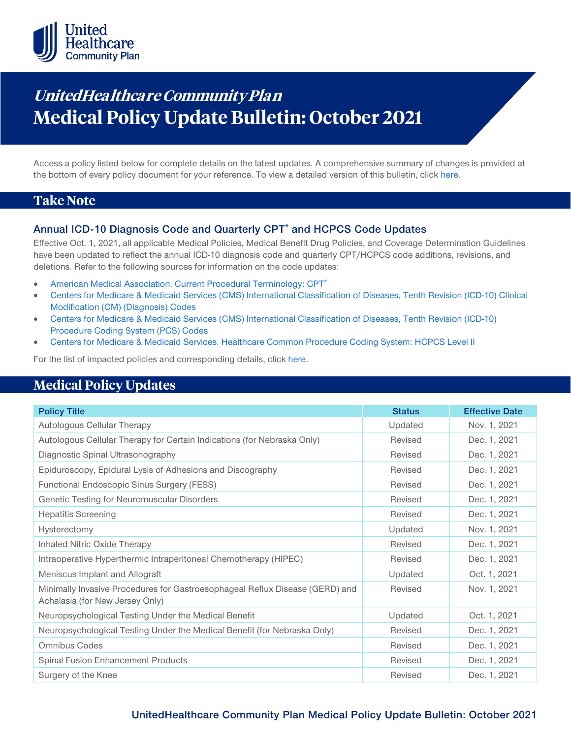# UnitedHealthcare Community Plan Medical Policy Update Bulletin: October 2021

Access a policy listed below for complete details on the latest updates. A comprehensive summary of changes is provided at the bottom of every policy document for your reference. To view a detailed version of this bulletin, click here.

## Take Note

### Annual ICD-10 Diagnosis Code and Quarterly CPT® and HCPCS Code Updates

Effective Oct. 1, 2021, all applicable Medical Policies, Medical Benefit Drug Policies, and Coverage Determination Guidelines have been updated to reflect the annual ICD-10 diagnosis code and quarterly CPT/HCPCS code additions, revisions, and deletions. Refer to the following sources for information on the code updates:

- American Medical Association. Current Procedural Terminology: CPT®
- Centers for Medicare & Medicaid Services (CMS) International Classification of Diseases, Tenth Revision (ICD-10) Clinical Modification (CM) (Diagnosis) Codes
- Centers for Medicare & Medicaid Services (CMS) International Classification of Diseases, Tenth Revision (ICD-10) Procedure Coding System (PCS) Codes
- Centers for Medicare & Medicaid Services. Healthcare Common Procedure Coding System: HCPCS Level II

For the list of impacted policies and corresponding details, click here.

## Medical Policy Updates

| Policy Title | Status | Effective Date |
|---|---|---|
| Autologous Cellular Therapy | Updated | Nov. 1, 2021 |
| Autologous Cellular Therapy for Certain Indications (for Nebraska Only) | Revised | Dec. 1, 2021 |
| Diagnostic Spinal Ultrasonography | Revised | Dec. 1, 2021 |
| Epiduroscopy, Epidural Lysis of Adhesions and Discography | Revised | Dec. 1, 2021 |
| Functional Endoscopic Sinus Surgery (FESS) | Revised | Dec. 1, 2021 |
| Genetic Testing for Neuromuscular Disorders | Revised | Dec. 1, 2021 |
| Hepatitis Screening | Revised | Dec. 1, 2021 |
| Hysterectomy | Updated | Nov. 1, 2021 |
| Inhaled Nitric Oxide Therapy | Revised | Dec. 1, 2021 |
| Intraoperative Hyperthermic Intraperitoneal Chemotherapy (HIPEC) | Revised | Dec. 1, 2021 |
| Meniscus Implant and Allograft | Updated | Oct. 1, 2021 |
| Minimally Invasive Procedures for Gastroesophageal Reflux Disease (GERD) and Achalasia (for New Jersey Only) | Revised | Nov. 1, 2021 |
| Neuropsychological Testing Under the Medical Benefit | Updated | Oct. 1, 2021 |
| Neuropsychological Testing Under the Medical Benefit (for Nebraska Only) | Revised | Dec. 1, 2021 |
| Omnibus Codes | Revised | Dec. 1, 2021 |
| Spinal Fusion Enhancement Products | Revised | Dec. 1, 2021 |
| Surgery of the Knee | Revised | Dec. 1, 2021 |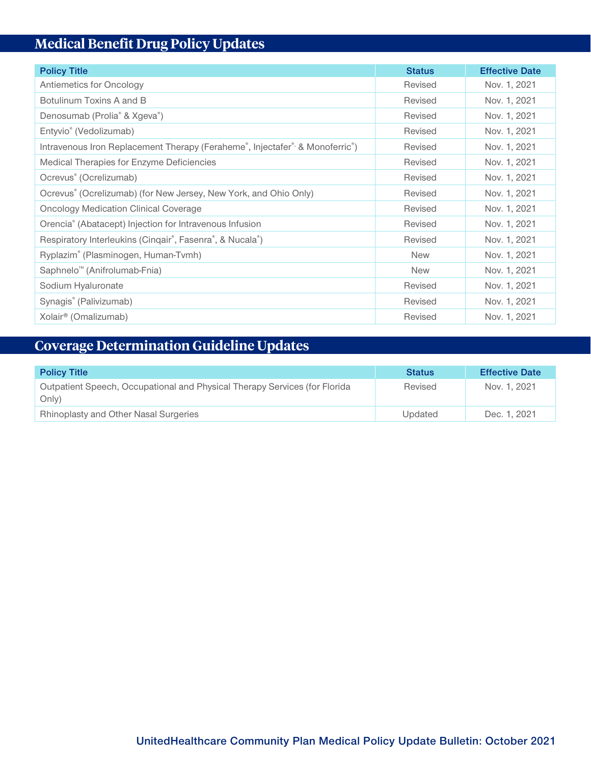## Medical Benefit Drug Policy Updates

| Policy Title | Status | Effective Date |
|---|---|---|
| Antiemetics for Oncology | Revised | Nov. 1, 2021 |
| Botulinum Toxins A and B | Revised | Nov. 1, 2021 |
| Denosumab (Prolia® & Xgeva®) | Revised | Nov. 1, 2021 |
| Entyvio® (Vedolizumab) | Revised | Nov. 1, 2021 |
| Intravenous Iron Replacement Therapy (Feraheme®, Injectafer®, & Monoferric®) | Revised | Nov. 1, 2021 |
| Medical Therapies for Enzyme Deficiencies | Revised | Nov. 1, 2021 |
| Ocrevus® (Ocrelizumab) | Revised | Nov. 1, 2021 |
| Ocrevus® (Ocrelizumab) (for New Jersey, New York, and Ohio Only) | Revised | Nov. 1, 2021 |
| Oncology Medication Clinical Coverage | Revised | Nov. 1, 2021 |
| Orencia® (Abatacept) Injection for Intravenous Infusion | Revised | Nov. 1, 2021 |
| Respiratory Interleukins (Cinqair®, Fasenra®, & Nucala®) | Revised | Nov. 1, 2021 |
| Ryplazim® (Plasminogen, Human-Tvmh) | New | Nov. 1, 2021 |
| Saphnelo™ (Anifrolumab-Fnia) | New | Nov. 1, 2021 |
| Sodium Hyaluronate | Revised | Nov. 1, 2021 |
| Synagis® (Palivizumab) | Revised | Nov. 1, 2021 |
| Xolair® (Omalizumab) | Revised | Nov. 1, 2021 |

## Coverage Determination Guideline Updates

| Policy Title | Status | Effective Date |
|---|---|---|
| Outpatient Speech, Occupational and Physical Therapy Services (for Florida Only) | Revised | Nov. 1, 2021 |
| Rhinoplasty and Other Nasal Surgeries | Updated | Dec. 1, 2021 |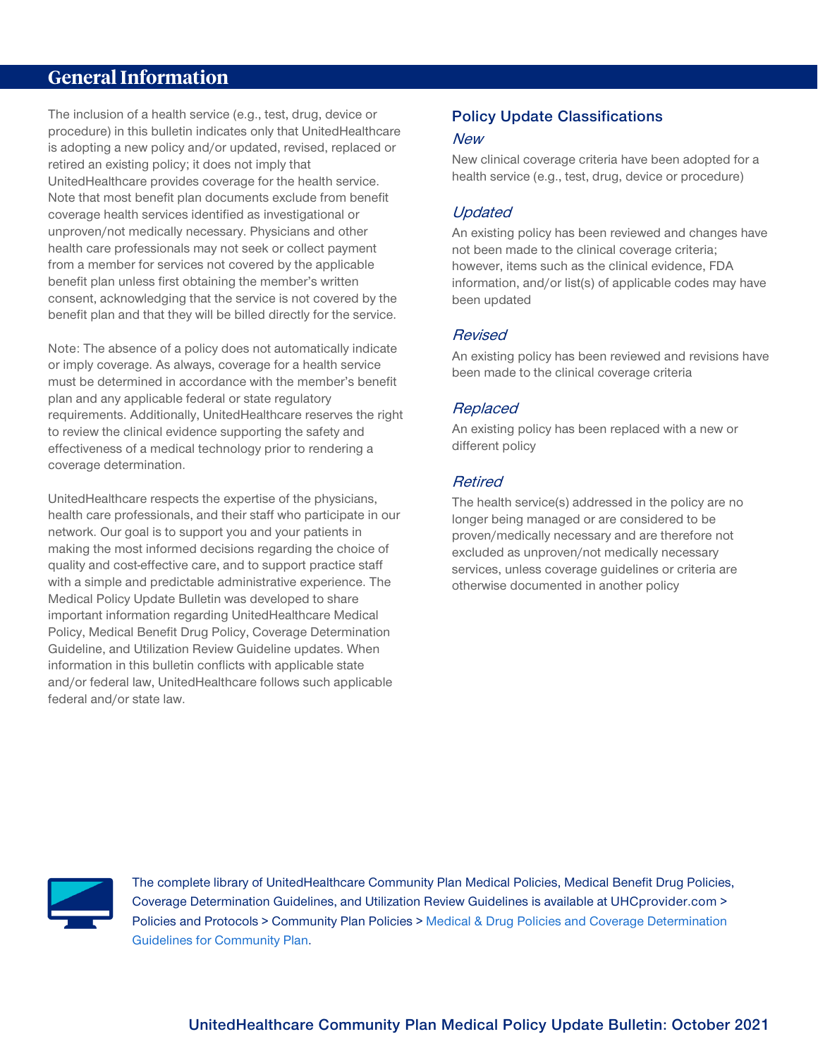## General Information

The inclusion of a health service (e.g., test, drug, device or procedure) in this bulletin indicates only that UnitedHealthcare is adopting a new policy and/or updated, revised, replaced or retired an existing policy; it does not imply that UnitedHealthcare provides coverage for the health service. Note that most benefit plan documents exclude from benefit coverage health services identified as investigational or unproven/not medically necessary. Physicians and other health care professionals may not seek or collect payment from a member for services not covered by the applicable benefit plan unless first obtaining the member's written consent, acknowledging that the service is not covered by the benefit plan and that they will be billed directly for the service.

Note: The absence of a policy does not automatically indicate or imply coverage. As always, coverage for a health service must be determined in accordance with the member's benefit plan and any applicable federal or state regulatory requirements. Additionally, UnitedHealthcare reserves the right to review the clinical evidence supporting the safety and effectiveness of a medical technology prior to rendering a coverage determination.

UnitedHealthcare respects the expertise of the physicians, health care professionals, and their staff who participate in our network. Our goal is to support you and your patients in making the most informed decisions regarding the choice of quality and cost-effective care, and to support practice staff with a simple and predictable administrative experience. The Medical Policy Update Bulletin was developed to share important information regarding UnitedHealthcare Medical Policy, Medical Benefit Drug Policy, Coverage Determination Guideline, and Utilization Review Guideline updates. When information in this bulletin conflicts with applicable state and/or federal law, UnitedHealthcare follows such applicable federal and/or state law.

### Policy Update Classifications

*New*

New clinical coverage criteria have been adopted for a health service (e.g., test, drug, device or procedure)

*Updated*

An existing policy has been reviewed and changes have not been made to the clinical coverage criteria; however, items such as the clinical evidence, FDA information, and/or list(s) of applicable codes may have been updated

*Revised*

An existing policy has been reviewed and revisions have been made to the clinical coverage criteria

*Replaced*

An existing policy has been replaced with a new or different policy

*Retired*

The health service(s) addressed in the policy are no longer being managed or are considered to be proven/medically necessary and are therefore not excluded as unproven/not medically necessary services, unless coverage guidelines or criteria are otherwise documented in another policy

The complete library of UnitedHealthcare Community Plan Medical Policies, Medical Benefit Drug Policies, Coverage Determination Guidelines, and Utilization Review Guidelines is available at UHCprovider.com > Policies and Protocols > Community Plan Policies > Medical & Drug Policies and Coverage Determination Guidelines for Community Plan.